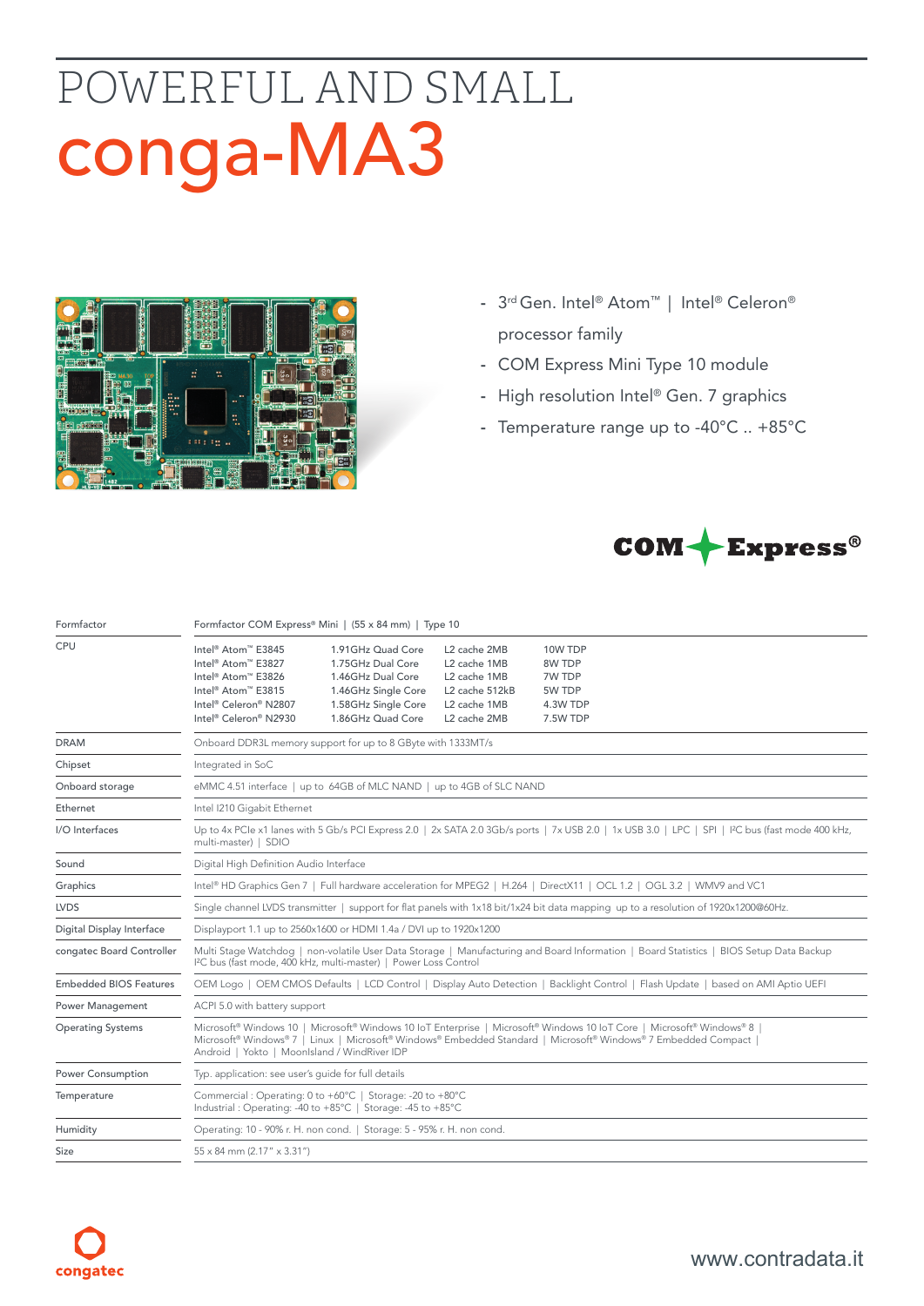# POWERFUL AND SMALL

# conga-MA3

- 3rd Gen. Intel® Atom™ | Intel® Celeron® processor family
- COM Express Mini Type 10 module
- High resolution Intel® Gen. 7 graphics
- Temperature range up to -40°C .. +85°C

| | |
|---|---|
| Formfactor | Formfactor COM Express® Mini \| (55 x 84 mm) \| Type 10 |
| CPU | Intel® Atom™ E3845 — 1.91GHz Quad Core — L2 cache 2MB — 10W TDP<br>Intel® Atom™ E3827 — 1.75GHz Dual Core — L2 cache 1MB — 8W TDP<br>Intel® Atom™ E3826 — 1.46GHz Dual Core — L2 cache 1MB — 7W TDP<br>Intel® Atom™ E3815 — 1.46GHz Single Core — L2 cache 512kB — 5W TDP<br>Intel® Celeron® N2807 — 1.58GHz Single Core — L2 cache 1MB — 4.3W TDP<br>Intel® Celeron® N2930 — 1.86GHz Quad Core — L2 cache 2MB — 7.5W TDP |
| DRAM | Onboard DDR3L memory support for up to 8 GByte with 1333MT/s |
| Chipset | Integrated in SoC |
| Onboard storage | eMMC 4.51 interface \| up to 64GB of MLC NAND \| up to 4GB of SLC NAND |
| Ethernet | Intel I210 Gigabit Ethernet |
| I/O Interfaces | Up to 4x PCIe x1 lanes with 5 Gb/s PCI Express 2.0 \| 2x SATA 2.0 3Gb/s ports \| 7x USB 2.0 \| 1x USB 3.0 \| LPC \| SPI \| I²C bus (fast mode 400 kHz, multi-master) \| SDIO |
| Sound | Digital High Definition Audio Interface |
| Graphics | Intel® HD Graphics Gen 7 \| Full hardware acceleration for MPEG2 \| H.264 \| DirectX11 \| OCL 1.2 \| OGL 3.2 \| WMV9 and VC1 |
| LVDS | Single channel LVDS transmitter \| support for flat panels with 1x18 bit/1x24 bit data mapping up to a resolution of 1920x1200@60Hz. |
| Digital Display Interface | Displayport 1.1 up to 2560x1600 or HDMI 1.4a / DVI up to 1920x1200 |
| congatec Board Controller | Multi Stage Watchdog \| non-volatile User Data Storage \| Manufacturing and Board Information \| Board Statistics \| BIOS Setup Data Backup \| I²C bus (fast mode, 400 kHz, multi-master) \| Power Loss Control |
| Embedded BIOS Features | OEM Logo \| OEM CMOS Defaults \| LCD Control \| Display Auto Detection \| Backlight Control \| Flash Update \| based on AMI Aptio UEFI |
| Power Management | ACPI 5.0 with battery support |
| Operating Systems | Microsoft® Windows 10 \| Microsoft® Windows 10 IoT Enterprise \| Microsoft® Windows 10 IoT Core \| Microsoft® Windows® 8 \| Microsoft® Windows® 7 \| Linux \| Microsoft® Windows® Embedded Standard \| Microsoft® Windows® 7 Embedded Compact \| Android \| Yokto \| MoonIsland / WindRiver IDP |
| Power Consumption | Typ. application: see user's guide for full details |
| Temperature | Commercial : Operating: 0 to +60°C \| Storage: -20 to +80°C<br>Industrial : Operating: -40 to +85°C \| Storage: -45 to +85°C |
| Humidity | Operating: 10 - 90% r. H. non cond. \| Storage: 5 - 95% r. H. non cond. |
| Size | 55 x 84 mm (2.17" x 3.31") |

congatec

www.contradata.it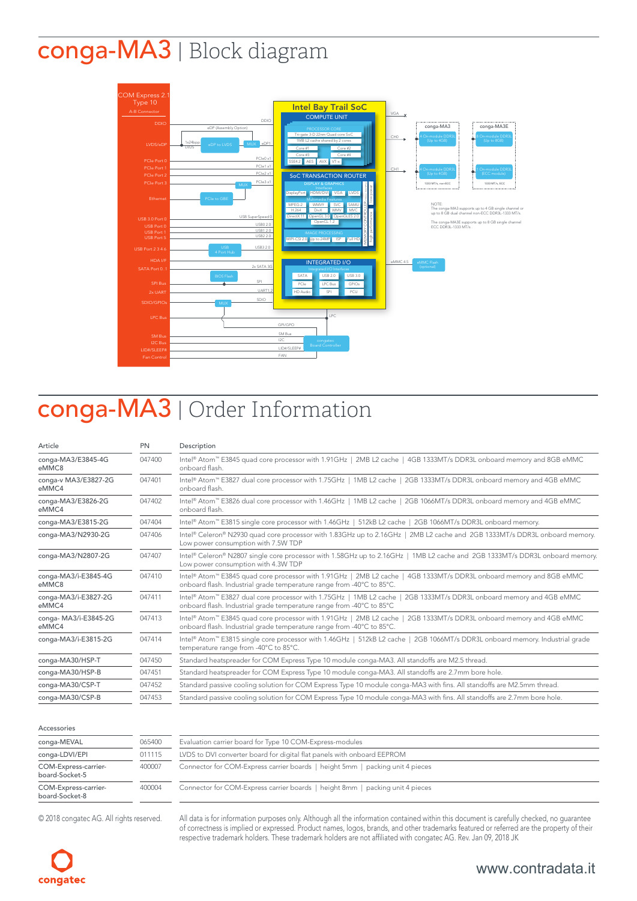# conga-MA3 | Block diagram

COM Express 2.1
Type 10
A-B Connector

DDIO
LVDS/eDP
PCIe Port 0
PCIe Port 1
PCIe Port 2
PCIe Port 3
Ethernet
USB 3.0 Port 0
USB Port 0
USB Port 1
USB Port 5
USB Port 2 3 4 6
HDA I/F
SATA Port 0..1
SPI Bus
2x UART
SDIO/GPIOs
LPC Bus
SM Bus
I2C Bus
LID#/SLEEP#
Fan Control

eDP (Assembly Option)
DDIO
1x24bpp LVDS
eDP to LVDS
MUX
eDP1
PCIe0 x1
PCIe1 x1
PCIe2 x1
PCIe3 x1
MUX
PCIe to GBE
USB SuperSpeed 0
USB0 2.0
USB1 2.0
USB2 2.0
USB 4 Port Hub
USB3 2.0
2x SATA 3G
BIOS Flash
SPI
UART1,2
SDIO
MUX
LPC
GPI/GPO
SM Bus
I2C
LID#/SLEEP#
FAN
congatec Board Controller

Intel Bay Trail SoC
COMPUTE UNIT
PROCESSOR CORE
Tri-gate 3-D 22nm Quad core SoC
1MB L2 cache shared by 2 cores
Core #1
Core #2
Core #3
Core #4
SSE4.2
AES
AVX
VT-x

SoC TRANSACTION ROUTER
DISPLAY & GRAPHICS Interfaces
DisplayPort
HDMI/DVI
VGA
LVDS
Multimedia Features
MPEG-2
WMV9
SVC
SAMU
H.264
DivX
WMV
MVC
DirectX 11
OpenGL 3.0
OpenGLES 2.0
OpenCL 1.2
IMAGE PROCESSING
MIPI-CSI 2.0
Up to 24MP
ISP
Full HD
MEMORY CONTROLLER
Low power
Enhanced security
High performance

INTEGRATED I/O
Integrated I/O Interfaces
SATA
USB 2.0
USB 3.0
PCIe
LPC Bus
GPIOs
HD Audio
SPI
PCU

VGA
CH0
CH1
eMMC 4.5
eMMC Flash (optional)

conga-MA3
4 On-module DDR3L (Up to 4GB)
4 On-module DDR3L (Up to 4GB)
1333 MT/s, non-ECC

conga-MA3E
8 On-module DDR3L (Up to 8GB)
8 On-module DDR3L (ECC module)
1333 MT/s, ECC

NOTE:
The conga-MA3 supports up to 4 GB single channel or up to 8 GB dual channel non-ECC DDR3L-1333 MT/s
The conga-MA3E supports up to 8 GB single channel ECC DDR3L-1333 MT/s

# conga-MA3 | Order Information

| Article | PN | Description |
|---|---|---|
| conga-MA3/E3845-4G eMMC8 | 047400 | Intel® Atom™ E3845 quad core processor with 1.91GHz \| 2MB L2 cache \| 4GB 1333MT/s DDR3L onboard memory and 8GB eMMC onboard flash. |
| conga-v MA3/E3827-2G eMMC4 | 047401 | Intel® Atom™ E3827 dual core processor with 1.75GHz \| 1MB L2 cache \| 2GB 1333MT/s DDR3L onboard memory and 4GB eMMC onboard flash. |
| conga-MA3/E3826-2G eMMC4 | 047402 | Intel® Atom™ E3826 dual core processor with 1.46GHz \| 1MB L2 cache \| 2GB 1066MT/s DDR3L onboard memory and 4GB eMMC onboard flash. |
| conga-MA3/E3815-2G | 047404 | Intel® Atom™ E3815 single core processor with 1.46GHz \| 512kB L2 cache \| 2GB 1066MT/s DDR3L onboard memory. |
| conga-MA3/N2930-2G | 047406 | Intel® Celeron® N2930 quad core processor with 1.83GHz up to 2.16GHz \| 2MB L2 cache and 2GB 1333MT/s DDR3L onboard memory. Low power consumption with 7.5W TDP |
| conga-MA3/N2807-2G | 047407 | Intel® Celeron® N2807 single core processor with 1.58GHz up to 2.16GHz \| 1MB L2 cache and 2GB 1333MT/s DDR3L onboard memory. Low power consumption with 4.3W TDP |
| conga-MA3/i-E3845-4G eMMC8 | 047410 | Intel® Atom™ E3845 quad core processor with 1.91GHz \| 2MB L2 cache \| 4GB 1333MT/s DDR3L onboard memory and 8GB eMMC onboard flash. Industrial grade temperature range from -40°C to 85°C. |
| conga-MA3/i-E3827-2G eMMC4 | 047411 | Intel® Atom™ E3827 dual core processor with 1.75GHz \| 1MB L2 cache \| 2GB 1333MT/s DDR3L onboard memory and 4GB eMMC onboard flash. Industrial grade temperature range from -40°C to 85°C |
| conga- MA3/i-E3845-2G eMMC4 | 047413 | Intel® Atom™ E3845 quad core processor with 1.91GHz \| 2MB L2 cache \| 2GB 1333MT/s DDR3L onboard memory and 4GB eMMC onboard flash. Industrial grade temperature range from -40°C to 85°C. |
| conga-MA3/i-E3815-2G | 047414 | Intel® Atom™ E3815 single core processor with 1.46GHz \| 512kB L2 cache \| 2GB 1066MT/s DDR3L onboard memory. Industrial grade temperature range from -40°C to 85°C. |
| conga-MA30/HSP-T | 047450 | Standard heatspreader for COM Express Type 10 module conga-MA3. All standoffs are M2.5 thread. |
| conga-MA30/HSP-B | 047451 | Standard heatspreader for COM Express Type 10 module conga-MA3. All standoffs are 2.7mm bore hole. |
| conga-MA30/CSP-T | 047452 | Standard passive cooling solution for COM Express Type 10 module conga-MA3 with fins. All standoffs are M2.5mm thread. |
| conga-MA30/CSP-B | 047453 | Standard passive cooling solution for COM Express Type 10 module conga-MA3 with fins. All standoffs are 2.7mm bore hole. |

| Accessories | | |
|---|---|---|
| conga-MEVAL | 065400 | Evaluation carrier board for Type 10 COM-Express-modules |
| conga-LDVI/EPI | 011115 | LVDS to DVI converter board for digital flat panels with onboard EEPROM |
| COM-Express-carrier-board-Socket-5 | 400007 | Connector for COM-Express carrier boards \| height 5mm \| packing unit 4 pieces |
| COM-Express-carrier-board-Socket-8 | 400004 | Connector for COM-Express carrier boards \| height 8mm \| packing unit 4 pieces |

© 2018 congatec AG. All rights reserved.

All data is for information purposes only. Although all the information contained within this document is carefully checked, no guarantee of correctness is implied or expressed. Product names, logos, brands, and other trademarks featured or referred are the property of their respective trademark holders. These trademark holders are not affiliated with congatec AG. Rev. Jan 09, 2018 JK

congatec

www.contradata.it